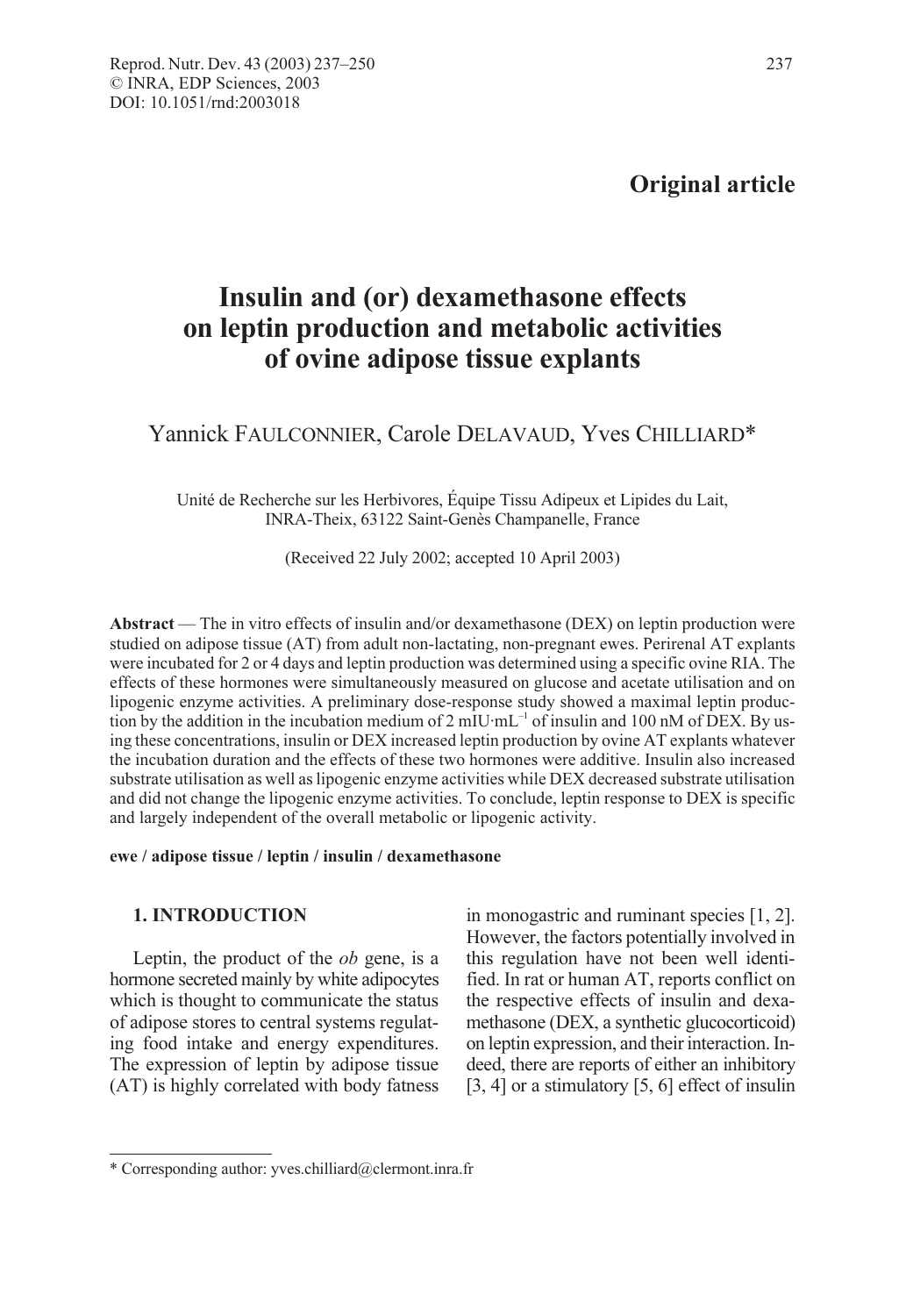Original article

# Insulin and (or) dexamethasone effects on leptin production and metabolic activities of ovine adipose tissue explants

Yannick FAULCONNIER, Carole DELAVAUD, Yves CHILLIARD*

Unité de Recherche sur les Herbivores, Équipe Tissu Adipeux et Lipides du Lait, INRA-Theix, 63122 Saint-Genès Champanelle, France

(Received 22 July 2002; accepted 10 April 2003)

**Abstract** — The in vitro effects of insulin and/or dexamethasone (DEX) on leptin production were studied on adipose tissue (AT) from adult non-lactating, non-pregnant ewes. Perirenal AT explants were incubated for 2 or 4 days and leptin production was determined using a specific ovine RIA. The effects of these hormones were simultaneously measured on glucose and acetate utilisation and on lipogenic enzyme activities. A preliminary dose-response study showed a maximal leptin production by the addition in the incubation medium of 2 $mIU \cdot mL^{-1}$ of insulin and 100 nM of DEX. By using these concentrations, insulin or DEX increased leptin production by ovine AT explants whatever the incubation duration and the effects of these two hormones were additive. Insulin also increased substrate utilisation as well as lipogenic enzyme activities while DEX decreased substrate utilisation and did not change the lipogenic enzyme activities. To conclude, leptin response to DEX is specific and largely independent of the overall metabolic or lipogenic activity.

**ewe / adipose tissue / leptin / insulin / dexamethasone**

## 1. INTRODUCTION

Leptin, the product of the *ob* gene, is a hormone secreted mainly by white adipocytes which is thought to communicate the status of adipose stores to central systems regulating food intake and energy expenditures. The expression of leptin by adipose tissue (AT) is highly correlated with body fatness in monogastric and ruminant species [1, 2]. However, the factors potentially involved in this regulation have not been well identified. In rat or human AT, reports conflict on the respective effects of insulin and dexamethasone (DEX, a synthetic glucocorticoid) on leptin expression, and their interaction. Indeed, there are reports of either an inhibitory [3, 4] or a stimulatory [5, 6] effect of insulin

---

* Corresponding author: yves.chilliard@clermont.inra.fr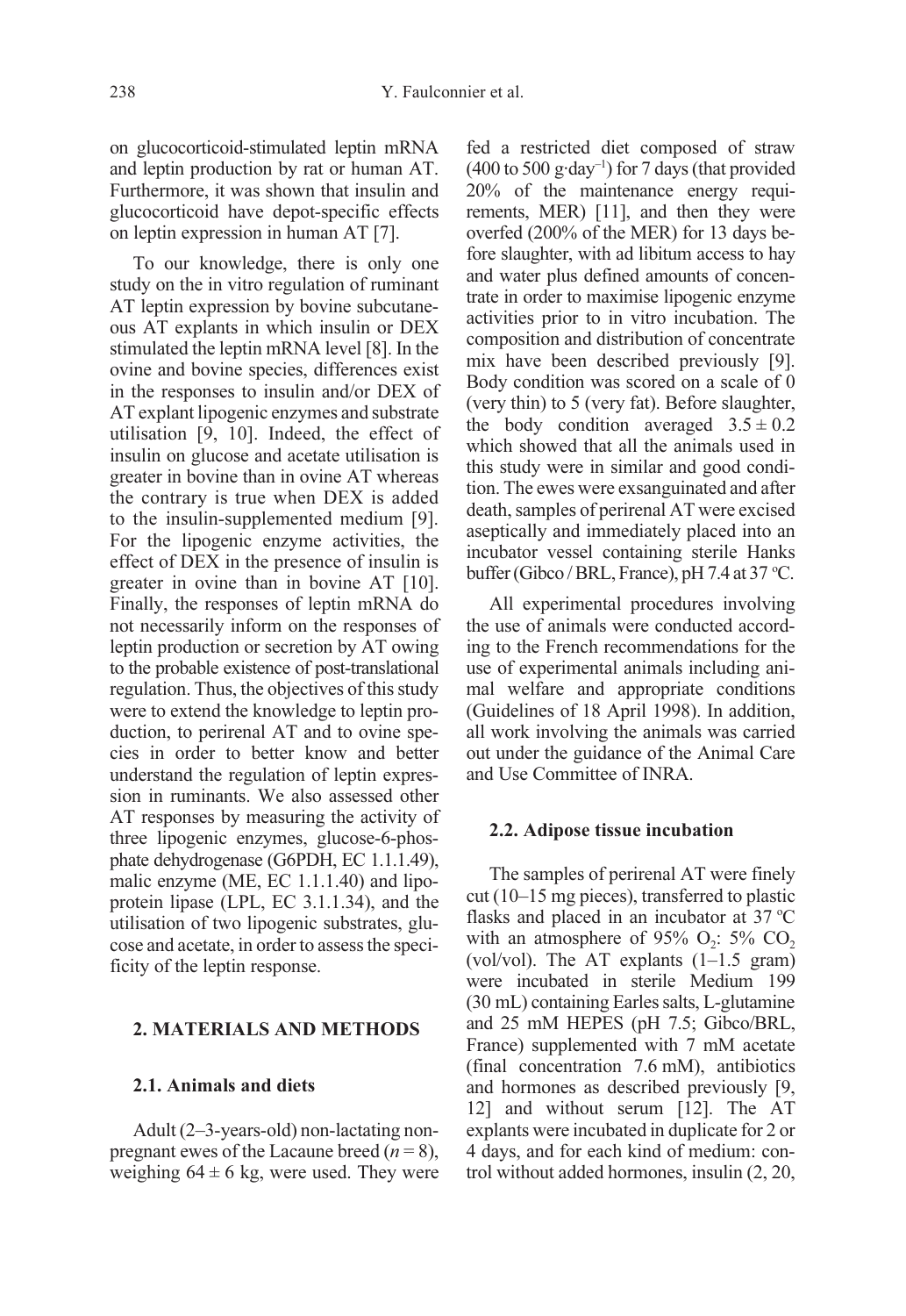on glucocorticoid-stimulated leptin mRNA and leptin production by rat or human AT. Furthermore, it was shown that insulin and glucocorticoid have depot-specific effects on leptin expression in human AT [7].

To our knowledge, there is only one study on the in vitro regulation of ruminant AT leptin expression by bovine subcutaneous AT explants in which insulin or DEX stimulated the leptin mRNA level [8]. In the ovine and bovine species, differences exist in the responses to insulin and/or DEX of AT explant lipogenic enzymes and substrate utilisation [9, 10]. Indeed, the effect of insulin on glucose and acetate utilisation is greater in bovine than in ovine AT whereas the contrary is true when DEX is added to the insulin-supplemented medium [9]. For the lipogenic enzyme activities, the effect of DEX in the presence of insulin is greater in ovine than in bovine AT [10]. Finally, the responses of leptin mRNA do not necessarily inform on the responses of leptin production or secretion by AT owing to the probable existence of post-translational regulation. Thus, the objectives of this study were to extend the knowledge to leptin production, to perirenal AT and to ovine species in order to better know and better understand the regulation of leptin expression in ruminants. We also assessed other AT responses by measuring the activity of three lipogenic enzymes, glucose-6-phosphate dehydrogenase (G6PDH, EC 1.1.1.49), malic enzyme (ME, EC 1.1.1.40) and lipoprotein lipase (LPL, EC 3.1.1.34), and the utilisation of two lipogenic substrates, glucose and acetate, in order to assess the specificity of the leptin response.

## 2. MATERIALS AND METHODS

### 2.1. Animals and diets

Adult (2–3-years-old) non-lactating non-pregnant ewes of the Lacaune breed ($n = 8$), weighing $64 \pm 6$ kg, were used. They were fed a restricted diet composed of straw (400 to 500 $g \cdot day^{-1}$) for 7 days (that provided 20% of the maintenance energy requirements, MER) [11], and then they were overfed (200% of the MER) for 13 days before slaughter, with ad libitum access to hay and water plus defined amounts of concentrate in order to maximise lipogenic enzyme activities prior to in vitro incubation. The composition and distribution of concentrate mix have been described previously [9]. Body condition was scored on a scale of 0 (very thin) to 5 (very fat). Before slaughter, the body condition averaged $3.5 \pm 0.2$ which showed that all the animals used in this study were in similar and good condition. The ewes were exsanguinated and after death, samples of perirenal AT were excised aseptically and immediately placed into an incubator vessel containing sterile Hanks buffer (Gibco / BRL, France), pH 7.4 at 37 °C.

All experimental procedures involving the use of animals were conducted according to the French recommendations for the use of experimental animals including animal welfare and appropriate conditions (Guidelines of 18 April 1998). In addition, all work involving the animals was carried out under the guidance of the Animal Care and Use Committee of INRA.

### 2.2. Adipose tissue incubation

The samples of perirenal AT were finely cut (10–15 mg pieces), transferred to plastic flasks and placed in an incubator at 37 °C with an atmosphere of 95% $O_2$: 5% $CO_2$ (vol/vol). The AT explants (1–1.5 gram) were incubated in sterile Medium 199 (30 mL) containing Earles salts, L-glutamine and 25 mM HEPES (pH 7.5; Gibco/BRL, France) supplemented with 7 mM acetate (final concentration 7.6 mM), antibiotics and hormones as described previously [9, 12] and without serum [12]. The AT explants were incubated in duplicate for 2 or 4 days, and for each kind of medium: control without added hormones, insulin (2, 20,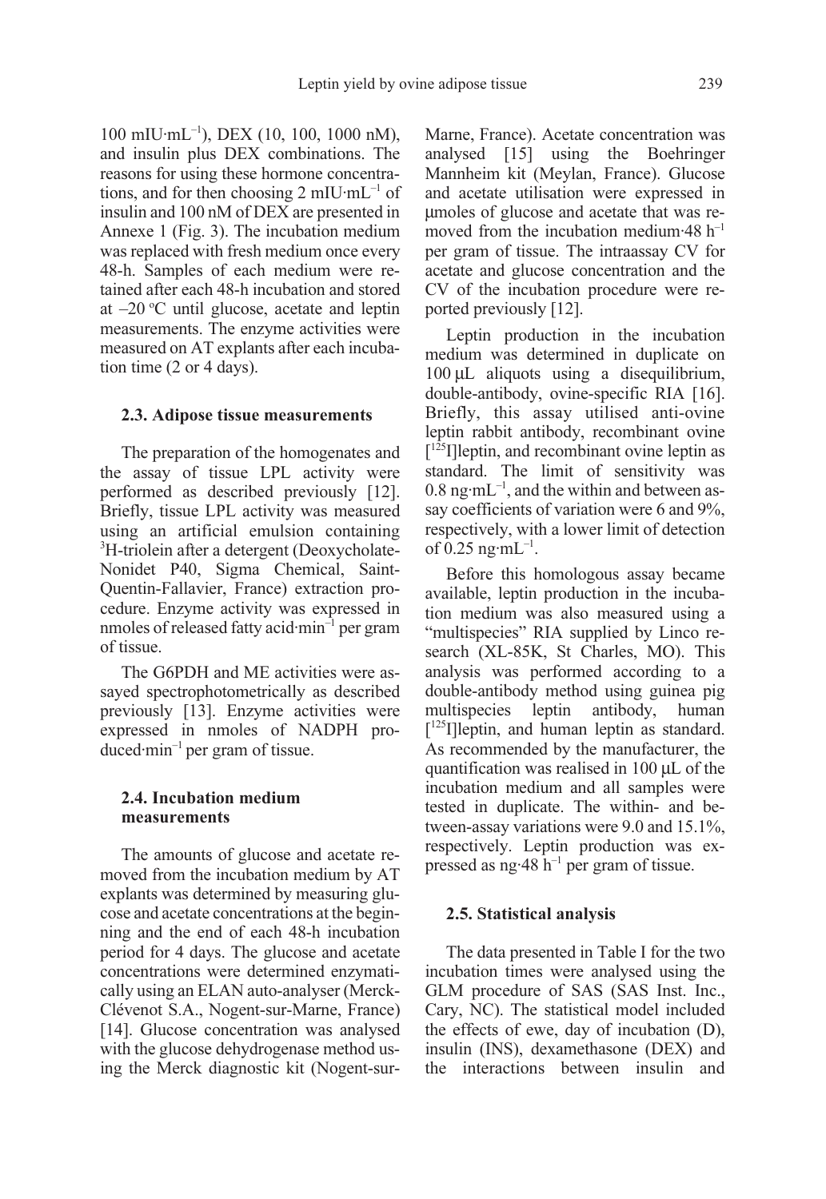100 mIU·mL$^{-1}$), DEX (10, 100, 1000 nM), and insulin plus DEX combinations. The reasons for using these hormone concentrations, and for then choosing 2 mIU·mL$^{-1}$ of insulin and 100 nM of DEX are presented in Annexe 1 (Fig. 3). The incubation medium was replaced with fresh medium once every 48-h. Samples of each medium were retained after each 48-h incubation and stored at –20 °C until glucose, acetate and leptin measurements. The enzyme activities were measured on AT explants after each incubation time (2 or 4 days).

### 2.3. Adipose tissue measurements

The preparation of the homogenates and the assay of tissue LPL activity were performed as described previously [12]. Briefly, tissue LPL activity was measured using an artificial emulsion containing $^{3}$H-triolein after a detergent (Deoxycholate-Nonidet P40, Sigma Chemical, Saint-Quentin-Fallavier, France) extraction procedure. Enzyme activity was expressed in nmoles of released fatty acid·min$^{-1}$ per gram of tissue.

The G6PDH and ME activities were assayed spectrophotometrically as described previously [13]. Enzyme activities were expressed in nmoles of NADPH produced·min$^{-1}$ per gram of tissue.

### 2.4. Incubation medium measurements

The amounts of glucose and acetate removed from the incubation medium by AT explants was determined by measuring glucose and acetate concentrations at the beginning and the end of each 48-h incubation period for 4 days. The glucose and acetate concentrations were determined enzymatically using an ELAN auto-analyser (Merck-Clévenot S.A., Nogent-sur-Marne, France) [14]. Glucose concentration was analysed with the glucose dehydrogenase method using the Merck diagnostic kit (Nogent-sur-Marne, France). Acetate concentration was analysed [15] using the Boehringer Mannheim kit (Meylan, France). Glucose and acetate utilisation were expressed in µmoles of glucose and acetate that was removed from the incubation medium·48 h$^{-1}$ per gram of tissue. The intraassay CV for acetate and glucose concentration and the CV of the incubation procedure were reported previously [12].

Leptin production in the incubation medium was determined in duplicate on 100 µL aliquots using a disequilibrium, double-antibody, ovine-specific RIA [16]. Briefly, this assay utilised anti-ovine leptin rabbit antibody, recombinant ovine [$^{125}$I]leptin, and recombinant ovine leptin as standard. The limit of sensitivity was 0.8 ng·mL$^{-1}$, and the within and between assay coefficients of variation were 6 and 9%, respectively, with a lower limit of detection of 0.25 ng·mL$^{-1}$.

Before this homologous assay became available, leptin production in the incubation medium was also measured using a "multispecies" RIA supplied by Linco research (XL-85K, St Charles, MO). This analysis was performed according to a double-antibody method using guinea pig multispecies leptin antibody, human [$^{125}$I]leptin, and human leptin as standard. As recommended by the manufacturer, the quantification was realised in 100 µL of the incubation medium and all samples were tested in duplicate. The within- and between-assay variations were 9.0 and 15.1%, respectively. Leptin production was expressed as ng·48 h$^{-1}$ per gram of tissue.

### 2.5. Statistical analysis

The data presented in Table I for the two incubation times were analysed using the GLM procedure of SAS (SAS Inst. Inc., Cary, NC). The statistical model included the effects of ewe, day of incubation (D), insulin (INS), dexamethasone (DEX) and the interactions between insulin and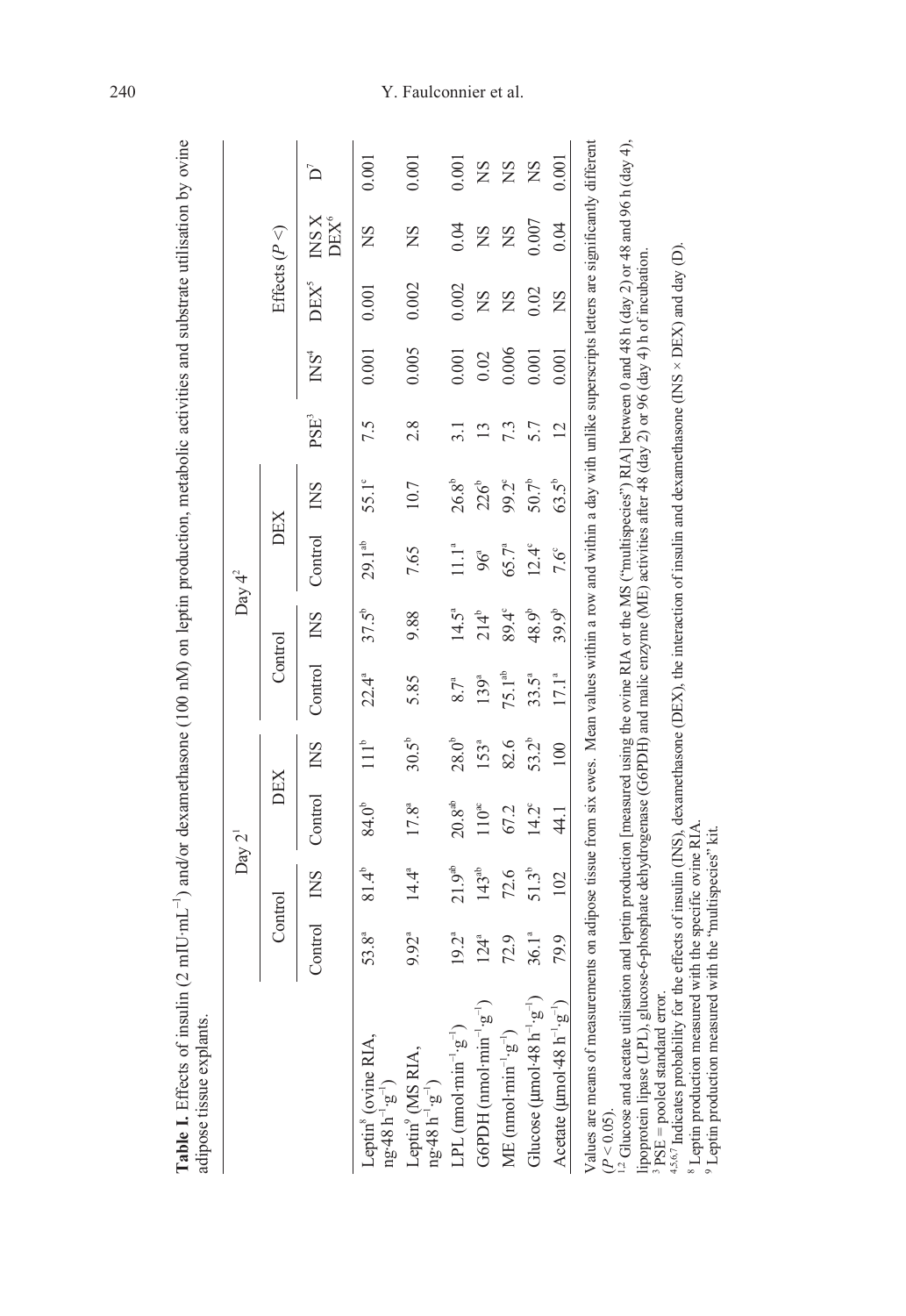**Table I.** Effects of insulin (2 mIU·mL$^{-1}$) and/or dexamethasone (100 nM) on leptin production, metabolic activities and substrate utilisation by ovine adipose tissue explants.

| | Day 2[1] | | | | Day 4[2] | | | | | Effects ($P <$) | | | |
|---|---|---|---|---|---|---|---|---|---|---|---|---|---|
| | Control | | DEX | | Control | | DEX | | | | | | |
| | Control | INS | Control | INS | Control | INS | Control | INS | PSE[3] | INS[4] | DEX[5] | INS X DEX[6] | D[7] |
| Leptin[8] (ovine RIA, ng·48 h$^{-1}$·g$^{-1}$) | 53.8$^{a}$ | 81.4$^{b}$ | 84.0$^{b}$ | 111$^{b}$ | 22.4$^{a}$ | 37.5$^{b}$ | 29.1$^{ab}$ | 55.1$^{c}$ | 7.5 | 0.001 | 0.001 | NS | 0.001 |
| Leptin[9] (MS RIA, ng·48 h$^{-1}$·g$^{-1}$) | 9.92$^{a}$ | 14.4$^{a}$ | 17.8$^{a}$ | 30.5$^{b}$ | 5.85 | 9.88 | 7.65 | 10.7 | 2.8 | 0.005 | 0.002 | NS | 0.001 |
| LPL (nmol·min$^{-1}$·g$^{-1}$) | 19.2$^{a}$ | 21.9$^{ab}$ | 20.8$^{ab}$ | 28.0$^{b}$ | 8.7$^{a}$ | 14.5$^{a}$ | 11.1$^{a}$ | 26.8$^{b}$ | 3.1 | 0.001 | 0.002 | 0.04 | 0.001 |
| G6PDH (nmol·min$^{-1}$·g$^{-1}$) | 124$^{a}$ | 143$^{ab}$ | 110$^{ac}$ | 153$^{a}$ | 139$^{a}$ | 214$^{b}$ | 96$^{a}$ | 226$^{b}$ | 13 | 0.02 | NS | NS | NS |
| ME (nmol·min$^{-1}$·g$^{-1}$) | 72.9 | 72.6 | 67.2 | 82.6 | 75.1$^{ab}$ | 89.4$^{c}$ | 65.7$^{a}$ | 99.2$^{c}$ | 7.3 | 0.006 | NS | NS | NS |
| Glucose (µmol·48 h$^{-1}$·g$^{-1}$) | 36.1$^{a}$ | 51.3$^{b}$ | 14.2$^{c}$ | 53.2$^{b}$ | 33.5$^{a}$ | 48.9$^{b}$ | 12.4$^{c}$ | 50.7$^{b}$ | 5.7 | 0.001 | 0.02 | 0.007 | NS |
| Acetate (µmol·48 h$^{-1}$·g$^{-1}$) | 79.9 | 102 | 44.1 | 100 | 17.1$^{a}$ | 39.9$^{b}$ | 7.6$^{c}$ | 63.5$^{b}$ | 12 | 0.001 | NS | 0.04 | 0.001 |

Values are means of measurements on adipose tissue from six ewes. Mean values within a row and within a day with unlike superscripts letters are significantly different ($P < 0.05$).

[1,2] Glucose and acetate utilisation and leptin production [measured using the ovine RIA or the MS ("multispecies") RIA] between 0 and 48 h (day 2) or 48 and 96 h (day 4), lipoprotein lipase (LPL), glucose-6-phosphate dehydrogenase (G6PDH) and malic enzyme (ME) activities after 48 (day 2) or 96 (day 4) h of incubation.

[3] PSE = pooled standard error.

[4,5,6,7] Indicates probability for the effects of insulin (INS), dexamethasone (DEX), the interaction of insulin and dexamethasone (INS × DEX) and day (D).

[8] Leptin production measured with the specific ovine RIA.

[9] Leptin production measured with the "multispecies" kit.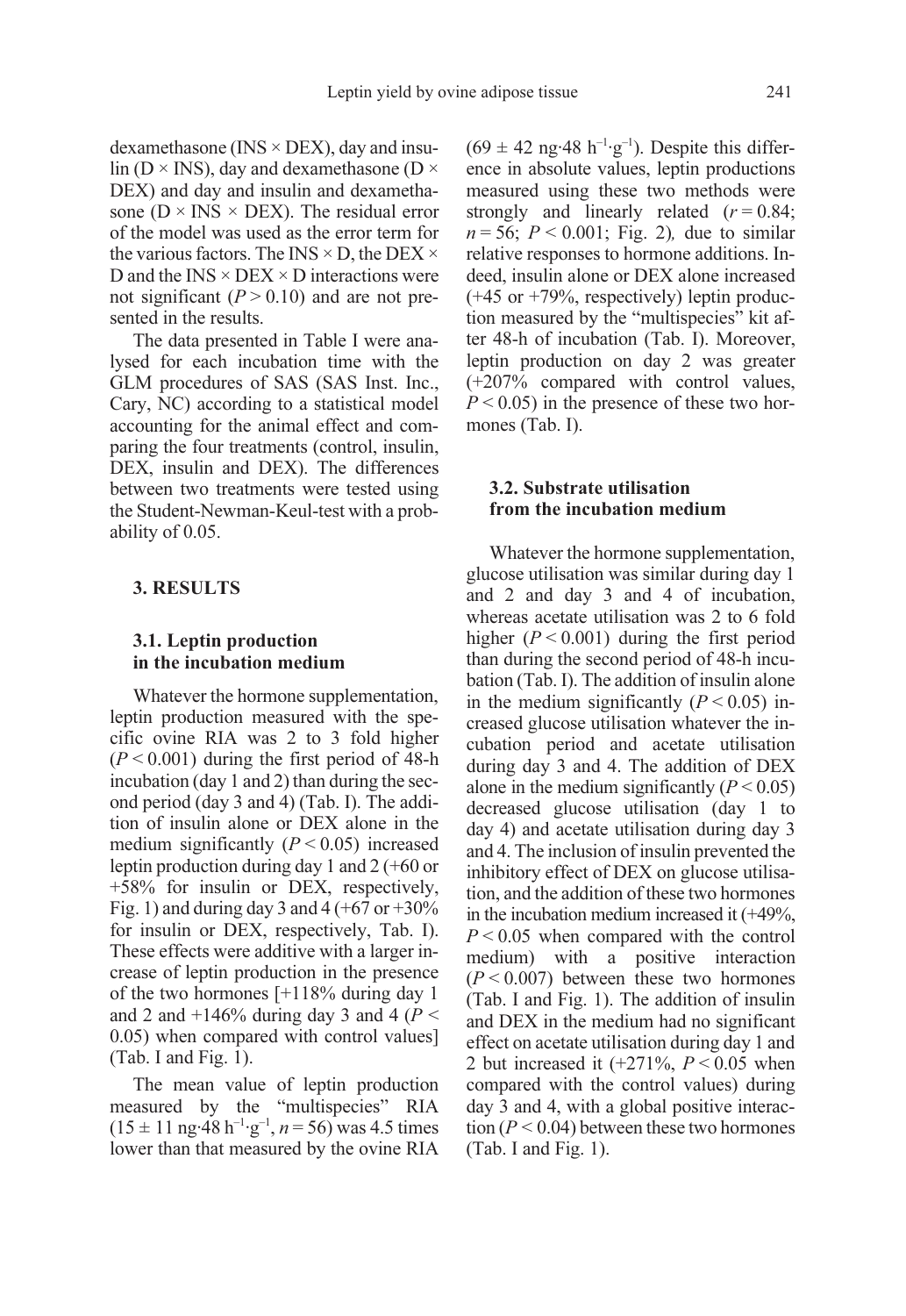dexamethasone (INS × DEX), day and insulin (D × INS), day and dexamethasone (D × DEX) and day and insulin and dexamethasone (D × INS × DEX). The residual error of the model was used as the error term for the various factors. The INS × D, the DEX × D and the INS × DEX × D interactions were not significant ($P > 0.10$) and are not presented in the results.

The data presented in Table I were analysed for each incubation time with the GLM procedures of SAS (SAS Inst. Inc., Cary, NC) according to a statistical model accounting for the animal effect and comparing the four treatments (control, insulin, DEX, insulin and DEX). The differences between two treatments were tested using the Student-Newman-Keul-test with a probability of 0.05.

## 3. RESULTS

### 3.1. Leptin production in the incubation medium

Whatever the hormone supplementation, leptin production measured with the specific ovine RIA was 2 to 3 fold higher ($P < 0.001$) during the first period of 48-h incubation (day 1 and 2) than during the second period (day 3 and 4) (Tab. I). The addition of insulin alone or DEX alone in the medium significantly ($P < 0.05$) increased leptin production during day 1 and 2 (+60 or +58% for insulin or DEX, respectively, Fig. 1) and during day 3 and 4 (+67 or +30% for insulin or DEX, respectively, Tab. I). These effects were additive with a larger increase of leptin production in the presence of the two hormones [+118% during day 1 and 2 and +146% during day 3 and 4 ($P < 0.05$) when compared with control values] (Tab. I and Fig. 1).

The mean value of leptin production measured by the "multispecies" RIA ($15 \pm 11$ ng·48 $h^{-1}$·$g^{-1}$, $n = 56$) was 4.5 times lower than that measured by the ovine RIA ($69 \pm 42$ ng·48 $h^{-1}$·$g^{-1}$). Despite this difference in absolute values, leptin productions measured using these two methods were strongly and linearly related ($r = 0.84$; $n = 56$; $P < 0.001$; Fig. 2), due to similar relative responses to hormone additions. Indeed, insulin alone or DEX alone increased (+45 or +79%, respectively) leptin production measured by the "multispecies" kit after 48-h of incubation (Tab. I). Moreover, leptin production on day 2 was greater (+207% compared with control values, $P < 0.05$) in the presence of these two hormones (Tab. I).

### 3.2. Substrate utilisation from the incubation medium

Whatever the hormone supplementation, glucose utilisation was similar during day 1 and 2 and day 3 and 4 of incubation, whereas acetate utilisation was 2 to 6 fold higher ($P < 0.001$) during the first period than during the second period of 48-h incubation (Tab. I). The addition of insulin alone in the medium significantly ($P < 0.05$) increased glucose utilisation whatever the incubation period and acetate utilisation during day 3 and 4. The addition of DEX alone in the medium significantly ($P < 0.05$) decreased glucose utilisation (day 1 to day 4) and acetate utilisation during day 3 and 4. The inclusion of insulin prevented the inhibitory effect of DEX on glucose utilisation, and the addition of these two hormones in the incubation medium increased it (+49%, $P < 0.05$ when compared with the control medium) with a positive interaction ($P < 0.007$) between these two hormones (Tab. I and Fig. 1). The addition of insulin and DEX in the medium had no significant effect on acetate utilisation during day 1 and 2 but increased it (+271%, $P < 0.05$ when compared with the control values) during day 3 and 4, with a global positive interaction ($P < 0.04$) between these two hormones (Tab. I and Fig. 1).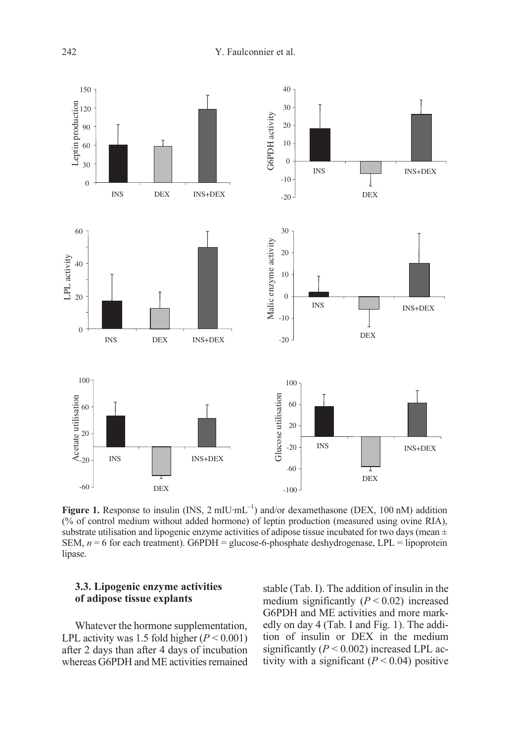**Figure 1.** Response to insulin (INS, 2 mIU·mL$^{-1}$) and/or dexamethasone (DEX, 100 nM) addition (% of control medium without added hormone) of leptin production (measured using ovine RIA), substrate utilisation and lipogenic enzyme activities of adipose tissue incubated for two days (mean ± SEM, $n = 6$ for each treatment). G6PDH = glucose-6-phosphate deshydrogenase, LPL = lipoprotein lipase.

### 3.3. Lipogenic enzyme activities of adipose tissue explants

Whatever the hormone supplementation, LPL activity was 1.5 fold higher ($P < 0.001$) after 2 days than after 4 days of incubation whereas G6PDH and ME activities remained stable (Tab. I). The addition of insulin in the medium significantly ($P < 0.02$) increased G6PDH and ME activities and more markedly on day 4 (Tab. I and Fig. 1). The addition of insulin or DEX in the medium significantly ($P < 0.002$) increased LPL activity with a significant ($P < 0.04$) positive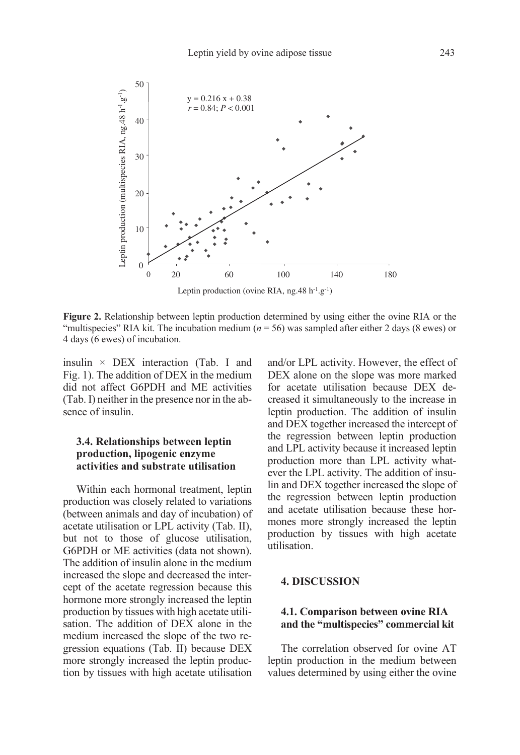**Figure 2.** Relationship between leptin production determined by using either the ovine RIA or the "multispecies" RIA kit. The incubation medium ($n$ = 56) was sampled after either 2 days (8 ewes) or 4 days (6 ewes) of incubation.

insulin × DEX interaction (Tab. I and Fig. 1). The addition of DEX in the medium did not affect G6PDH and ME activities (Tab. I) neither in the presence nor in the absence of insulin.

### 3.4. Relationships between leptin production, lipogenic enzyme activities and substrate utilisation

Within each hormonal treatment, leptin production was closely related to variations (between animals and day of incubation) of acetate utilisation or LPL activity (Tab. II), but not to those of glucose utilisation, G6PDH or ME activities (data not shown). The addition of insulin alone in the medium increased the slope and decreased the intercept of the acetate regression because this hormone more strongly increased the leptin production by tissues with high acetate utilisation. The addition of DEX alone in the medium increased the slope of the two regression equations (Tab. II) because DEX more strongly increased the leptin production by tissues with high acetate utilisation and/or LPL activity. However, the effect of DEX alone on the slope was more marked for acetate utilisation because DEX decreased it simultaneously to the increase in leptin production. The addition of insulin and DEX together increased the intercept of the regression between leptin production and LPL activity because it increased leptin production more than LPL activity whatever the LPL activity. The addition of insulin and DEX together increased the slope of the regression between leptin production and acetate utilisation because these hormones more strongly increased the leptin production by tissues with high acetate utilisation.

## 4. DISCUSSION

### 4.1. Comparison between ovine RIA and the "multispecies" commercial kit

The correlation observed for ovine AT leptin production in the medium between values determined by using either the ovine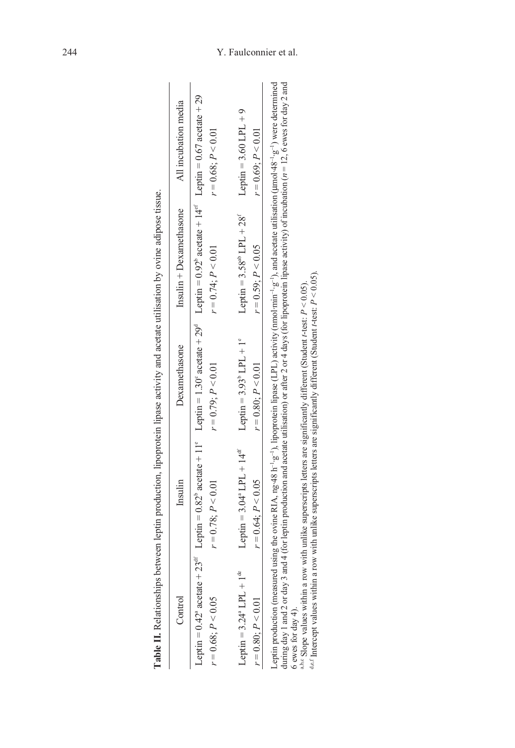**Table II.** Relationships between leptin production, lipoprotein lipase activity and acetate utilisation by ovine adipose tissue.

| Control | Insulin | Dexamethasone | Insulin + Dexamethasone | All incubation media |
|---|---|---|---|---|
| Leptin = 0.42[a] acetate + 23[df] | Leptin = 0.82[b] acetate + 11[e] | Leptin = 1.30[c] acetate + 29[d] | Leptin = 0.92[b] acetate + 14[ef] | Leptin = 0.67 acetate + 29 |
| $r = 0.68$; $P < 0.05$ | $r = 0.78$; $P < 0.01$ | $r = 0.79$; $P < 0.01$ | $r = 0.74$; $P < 0.01$ | $r = 0.68$; $P < 0.01$ |
| Leptin = 3.24[a] LPL + 1[de] | Leptin = 3.04[a] LPL + 14[df] | Leptin = 3.93[b] LPL + 1[e] | Leptin = 3.58[ab] LPL + 28[f] | Leptin = 3.60 LPL + 9 |
| $r = 0.80$; $P < 0.01$ | $r = 0.64$; $P < 0.05$ | $r = 0.80$; $P < 0.01$ | $r = 0.59$; $P < 0.05$ | $r = 0.69$; $P < 0.01$ |

Leptin production (measured using the ovine RIA, ng·48 h$^{-1}$·g$^{-1}$), lipoprotein lipase (LPL) activity (nmol·min$^{-1}$·g$^{-1}$), and acetate utilisation (µmol·48$^{-1}$·g$^{-1}$) were determined during day 1 and 2 or day 3 and 4 (for leptin production and acetate utilisation) or after 2 or 4 days (for lipoprotein lipase activity) of incubation ($n = 12$, 6 ewes for day 2 and 6 ewes for day 4).

[a,b,c] Slope values within a row with unlike superscripts letters are significantly different (Student *t*-test: $P < 0.05$).

[d,e,f] Intercept values within a row with unlike superscripts letters are significantly different (Student *t*-test: $P < 0.05$).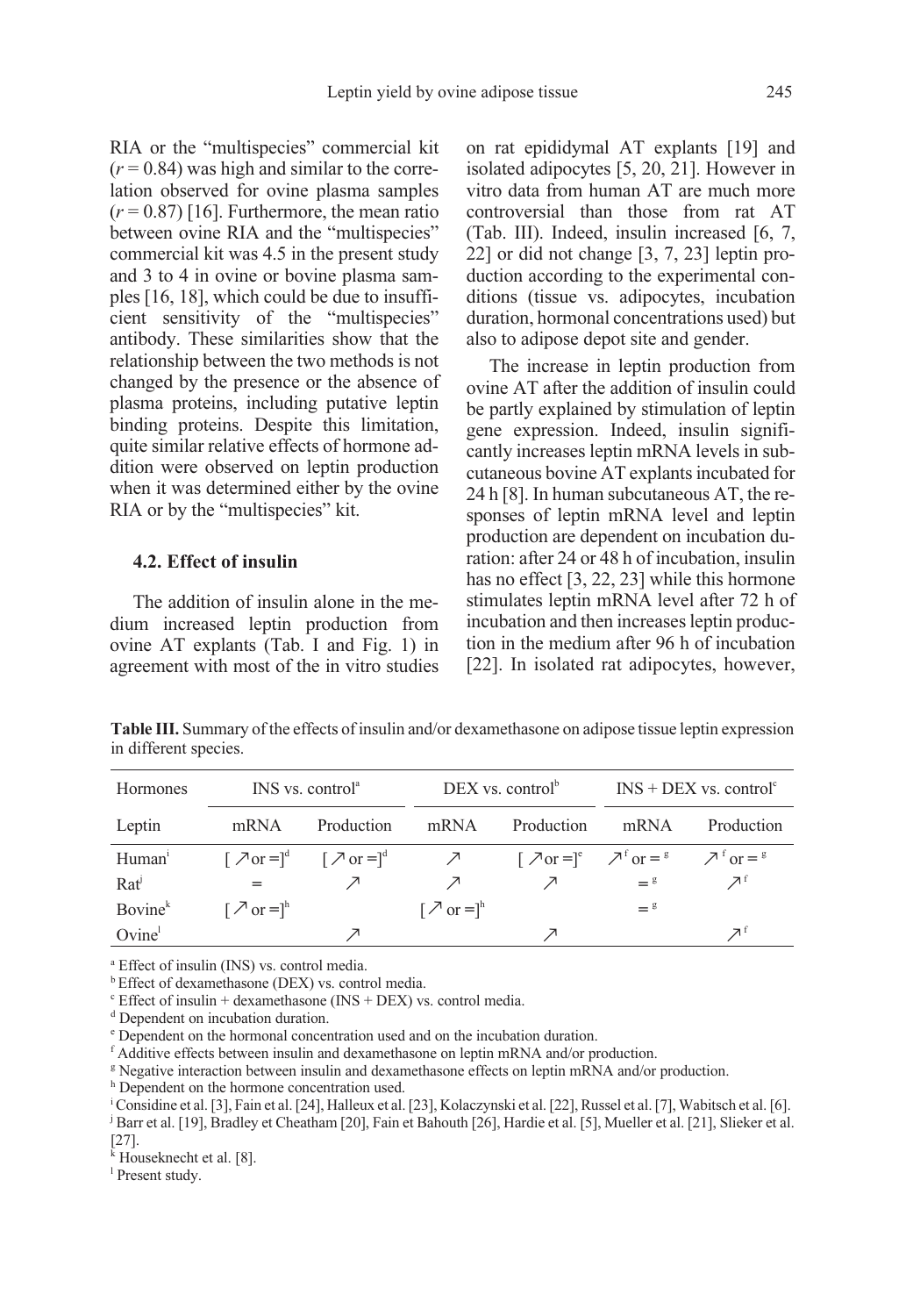RIA or the "multispecies" commercial kit ($r = 0.84$) was high and similar to the correlation observed for ovine plasma samples ($r = 0.87$) [16]. Furthermore, the mean ratio between ovine RIA and the "multispecies" commercial kit was 4.5 in the present study and 3 to 4 in ovine or bovine plasma samples [16, 18], which could be due to insufficient sensitivity of the "multispecies" antibody. These similarities show that the relationship between the two methods is not changed by the presence or the absence of plasma proteins, including putative leptin binding proteins. Despite this limitation, quite similar relative effects of hormone addition were observed on leptin production when it was determined either by the ovine RIA or by the "multispecies" kit.

### 4.2. Effect of insulin

The addition of insulin alone in the medium increased leptin production from ovine AT explants (Tab. I and Fig. 1) in agreement with most of the in vitro studies on rat epididymal AT explants [19] and isolated adipocytes [5, 20, 21]. However in vitro data from human AT are much more controversial than those from rat AT (Tab. III). Indeed, insulin increased [6, 7, 22] or did not change [3, 7, 23] leptin production according to the experimental conditions (tissue vs. adipocytes, incubation duration, hormonal concentrations used) but also to adipose depot site and gender.

The increase in leptin production from ovine AT after the addition of insulin could be partly explained by stimulation of leptin gene expression. Indeed, insulin significantly increases leptin mRNA levels in subcutaneous bovine AT explants incubated for 24 h [8]. In human subcutaneous AT, the responses of leptin mRNA level and leptin production are dependent on incubation duration: after 24 or 48 h of incubation, insulin has no effect [3, 22, 23] while this hormone stimulates leptin mRNA level after 72 h of incubation and then increases leptin production in the medium after 96 h of incubation [22]. In isolated rat adipocytes, however,

**Table III.** Summary of the effects of insulin and/or dexamethasone on adipose tissue leptin expression in different species.

| Hormones | INS vs. control[a] | | DEX vs. control[b] | | INS + DEX vs. control[c] | |
|---|---|---|---|---|---|---|
| Leptin | mRNA | Production | mRNA | Production | mRNA | Production |
| Human[i] | [ ↗ or =][d] | [ ↗ or =][d] | ↗ | [ ↗ or =][e] | ↗[f] or =[g] | ↗[f] or =[g] |
| Rat[j] | = | ↗ | ↗ | ↗ | =[g] | ↗[f] |
| Bovine[k] | [ ↗ or =][h] | | [ ↗ or =][h] | | =[g] | |
| Ovine[l] | | ↗ | | ↗ | | ↗[f] |

[a] Effect of insulin (INS) vs. control media.
[b] Effect of dexamethasone (DEX) vs. control media.
[c] Effect of insulin + dexamethasone (INS + DEX) vs. control media.
[d] Dependent on incubation duration.
[e] Dependent on the hormonal concentration used and on the incubation duration.
[f] Additive effects between insulin and dexamethasone on leptin mRNA and/or production.
[g] Negative interaction between insulin and dexamethasone effects on leptin mRNA and/or production.
[h] Dependent on the hormone concentration used.
[i] Considine et al. [3], Fain et al. [24], Halleux et al. [23], Kolaczynski et al. [22], Russel et al. [7], Wabitsch et al. [6].
[j] Barr et al. [19], Bradley et Cheatham [20], Fain et Bahouth [26], Hardie et al. [5], Mueller et al. [21], Slieker et al. [27].
[k] Houseknecht et al. [8].
[l] Present study.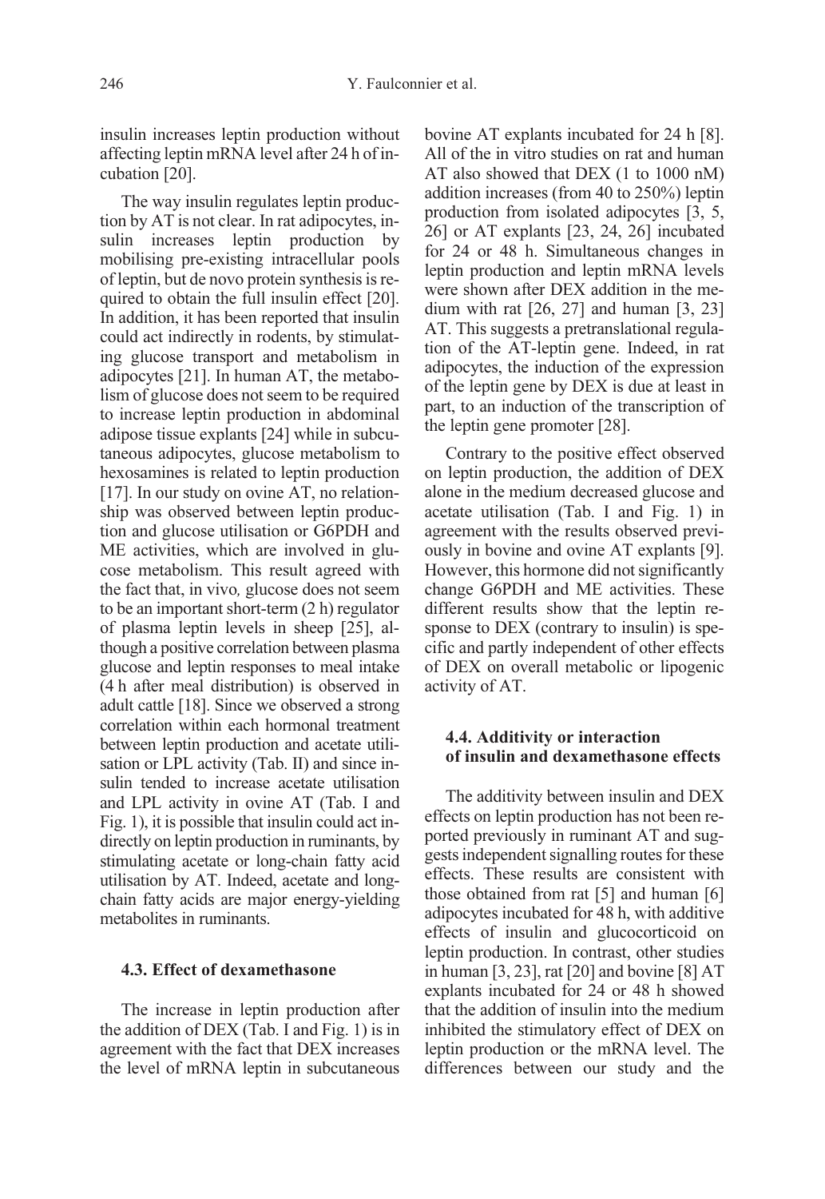insulin increases leptin production without affecting leptin mRNA level after 24 h of incubation [20].

The way insulin regulates leptin production by AT is not clear. In rat adipocytes, insulin increases leptin production by mobilising pre-existing intracellular pools of leptin, but de novo protein synthesis is required to obtain the full insulin effect [20]. In addition, it has been reported that insulin could act indirectly in rodents, by stimulating glucose transport and metabolism in adipocytes [21]. In human AT, the metabolism of glucose does not seem to be required to increase leptin production in abdominal adipose tissue explants [24] while in subcutaneous adipocytes, glucose metabolism to hexosamines is related to leptin production [17]. In our study on ovine AT, no relationship was observed between leptin production and glucose utilisation or G6PDH and ME activities, which are involved in glucose metabolism. This result agreed with the fact that, in vivo*,* glucose does not seem to be an important short-term (2 h) regulator of plasma leptin levels in sheep [25], although a positive correlation between plasma glucose and leptin responses to meal intake (4 h after meal distribution) is observed in adult cattle [18]. Since we observed a strong correlation within each hormonal treatment between leptin production and acetate utilisation or LPL activity (Tab. II) and since insulin tended to increase acetate utilisation and LPL activity in ovine AT (Tab. I and Fig. 1), it is possible that insulin could act indirectly on leptin production in ruminants, by stimulating acetate or long-chain fatty acid utilisation by AT. Indeed, acetate and long-chain fatty acids are major energy-yielding metabolites in ruminants.

### 4.3. Effect of dexamethasone

The increase in leptin production after the addition of DEX (Tab. I and Fig. 1) is in agreement with the fact that DEX increases the level of mRNA leptin in subcutaneous bovine AT explants incubated for 24 h [8]. All of the in vitro studies on rat and human AT also showed that DEX (1 to 1000 nM) addition increases (from 40 to 250%) leptin production from isolated adipocytes [3, 5, 26] or AT explants [23, 24, 26] incubated for 24 or 48 h. Simultaneous changes in leptin production and leptin mRNA levels were shown after DEX addition in the medium with rat [26, 27] and human [3, 23] AT. This suggests a pretranslational regulation of the AT-leptin gene. Indeed, in rat adipocytes, the induction of the expression of the leptin gene by DEX is due at least in part, to an induction of the transcription of the leptin gene promoter [28].

Contrary to the positive effect observed on leptin production, the addition of DEX alone in the medium decreased glucose and acetate utilisation (Tab. I and Fig. 1) in agreement with the results observed previously in bovine and ovine AT explants [9]. However, this hormone did not significantly change G6PDH and ME activities. These different results show that the leptin response to DEX (contrary to insulin) is specific and partly independent of other effects of DEX on overall metabolic or lipogenic activity of AT.

### 4.4. Additivity or interaction of insulin and dexamethasone effects

The additivity between insulin and DEX effects on leptin production has not been reported previously in ruminant AT and suggests independent signalling routes for these effects. These results are consistent with those obtained from rat [5] and human [6] adipocytes incubated for 48 h, with additive effects of insulin and glucocorticoid on leptin production. In contrast, other studies in human [3, 23], rat [20] and bovine [8] AT explants incubated for 24 or 48 h showed that the addition of insulin into the medium inhibited the stimulatory effect of DEX on leptin production or the mRNA level. The differences between our study and the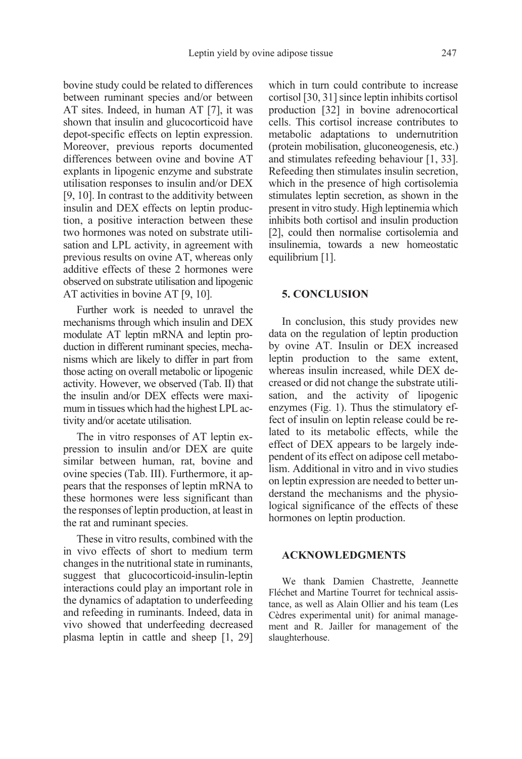bovine study could be related to differences between ruminant species and/or between AT sites. Indeed, in human AT [7], it was shown that insulin and glucocorticoid have depot-specific effects on leptin expression. Moreover, previous reports documented differences between ovine and bovine AT explants in lipogenic enzyme and substrate utilisation responses to insulin and/or DEX [9, 10]. In contrast to the additivity between insulin and DEX effects on leptin production, a positive interaction between these two hormones was noted on substrate utilisation and LPL activity, in agreement with previous results on ovine AT, whereas only additive effects of these 2 hormones were observed on substrate utilisation and lipogenic AT activities in bovine AT [9, 10].

Further work is needed to unravel the mechanisms through which insulin and DEX modulate AT leptin mRNA and leptin production in different ruminant species, mechanisms which are likely to differ in part from those acting on overall metabolic or lipogenic activity. However, we observed (Tab. II) that the insulin and/or DEX effects were maximum in tissues which had the highest LPL activity and/or acetate utilisation.

The in vitro responses of AT leptin expression to insulin and/or DEX are quite similar between human, rat, bovine and ovine species (Tab. III). Furthermore, it appears that the responses of leptin mRNA to these hormones were less significant than the responses of leptin production, at least in the rat and ruminant species.

These in vitro results, combined with the in vivo effects of short to medium term changes in the nutritional state in ruminants, suggest that glucocorticoid-insulin-leptin interactions could play an important role in the dynamics of adaptation to underfeeding and refeeding in ruminants. Indeed, data in vivo showed that underfeeding decreased plasma leptin in cattle and sheep [1, 29] which in turn could contribute to increase cortisol [30, 31] since leptin inhibits cortisol production [32] in bovine adrenocortical cells. This cortisol increase contributes to metabolic adaptations to undernutrition (protein mobilisation, gluconeogenesis, etc.) and stimulates refeeding behaviour [1, 33]. Refeeding then stimulates insulin secretion, which in the presence of high cortisolemia stimulates leptin secretion, as shown in the present in vitro study. High leptinemia which inhibits both cortisol and insulin production [2], could then normalise cortisolemia and insulinemia, towards a new homeostatic equilibrium [1].

## 5. CONCLUSION

In conclusion, this study provides new data on the regulation of leptin production by ovine AT. Insulin or DEX increased leptin production to the same extent, whereas insulin increased, while DEX decreased or did not change the substrate utilisation, and the activity of lipogenic enzymes (Fig. 1). Thus the stimulatory effect of insulin on leptin release could be related to its metabolic effects, while the effect of DEX appears to be largely independent of its effect on adipose cell metabolism. Additional in vitro and in vivo studies on leptin expression are needed to better understand the mechanisms and the physiological significance of the effects of these hormones on leptin production.

## ACKNOWLEDGMENTS

We thank Damien Chastrette, Jeannette Fléchet and Martine Tourret for technical assistance, as well as Alain Ollier and his team (Les Cèdres experimental unit) for animal management and R. Jailler for management of the slaughterhouse.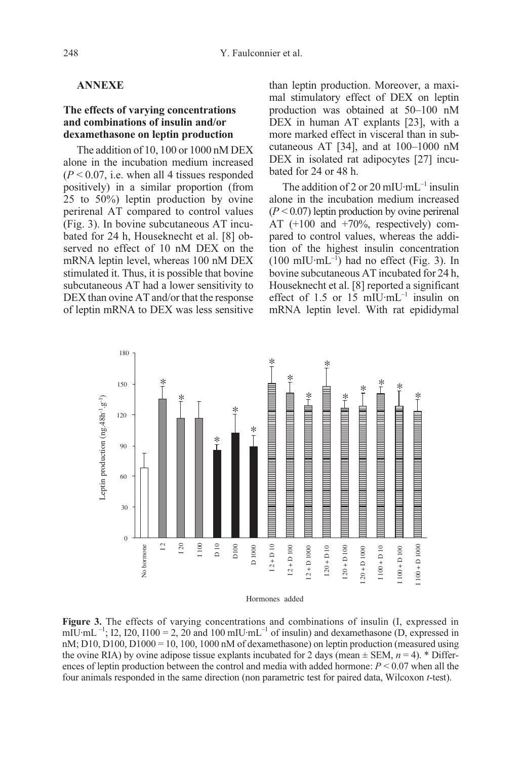## ANNEXE

### The effects of varying concentrations and combinations of insulin and/or dexamethasone on leptin production

The addition of 10, 100 or 1000 nM DEX alone in the incubation medium increased ($P < 0.07$, i.e. when all 4 tissues responded positively) in a similar proportion (from 25 to 50%) leptin production by ovine perirenal AT compared to control values (Fig. 3). In bovine subcutaneous AT incubated for 24 h, Houseknecht et al. [8] observed no effect of 10 nM DEX on the mRNA leptin level, whereas 100 nM DEX stimulated it. Thus, it is possible that bovine subcutaneous AT had a lower sensitivity to DEX than ovine AT and/or that the response of leptin mRNA to DEX was less sensitive than leptin production. Moreover, a maximal stimulatory effect of DEX on leptin production was obtained at 50–100 nM DEX in human AT explants [23], with a more marked effect in visceral than in subcutaneous AT [34], and at 100–1000 nM DEX in isolated rat adipocytes [27] incubated for 24 or 48 h.

The addition of 2 or 20 $mIU \cdot mL^{-1}$ insulin alone in the incubation medium increased ($P < 0.07$) leptin production by ovine perirenal AT (+100 and +70%, respectively) compared to control values, whereas the addition of the highest insulin concentration (100 $mIU \cdot mL^{-1}$) had no effect (Fig. 3). In bovine subcutaneous AT incubated for 24 h, Houseknecht et al. [8] reported a significant effect of 1.5 or 15 $mIU \cdot mL^{-1}$ insulin on mRNA leptin level. With rat epididymal

**Figure 3.** The effects of varying concentrations and combinations of insulin (I, expressed in $mIU \cdot mL^{-1}$; I2, I20, I100 = 2, 20 and 100 $mIU \cdot mL^{-1}$ of insulin) and dexamethasone (D, expressed in nM; D10, D100, D1000 = 10, 100, 1000 nM of dexamethasone) on leptin production (measured using the ovine RIA) by ovine adipose tissue explants incubated for 2 days (mean ± SEM, $n = 4$). * Differences of leptin production between the control and media with added hormone: $P < 0.07$ when all the four animals responded in the same direction (non parametric test for paired data, Wilcoxon *t*-test).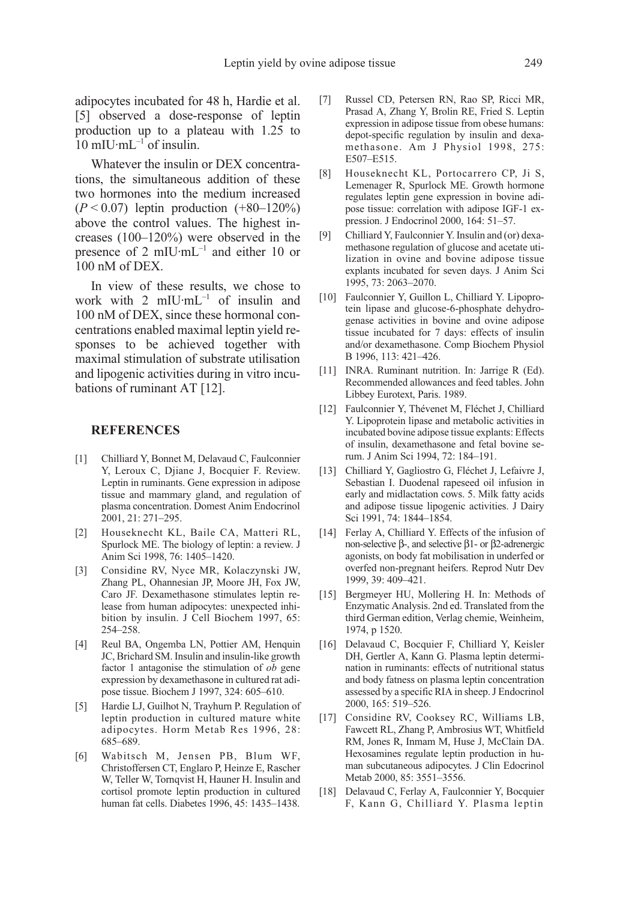adipocytes incubated for 48 h, Hardie et al. [5] observed a dose-response of leptin production up to a plateau with 1.25 to 10 $mIU \cdot mL^{-1}$ of insulin.

Whatever the insulin or DEX concentrations, the simultaneous addition of these two hormones into the medium increased ($P < 0.07$) leptin production (+80–120%) above the control values. The highest increases (100–120%) were observed in the presence of 2 $mIU \cdot mL^{-1}$ and either 10 or 100 nM of DEX.

In view of these results, we chose to work with 2 $mIU \cdot mL^{-1}$ of insulin and 100 nM of DEX, since these hormonal concentrations enabled maximal leptin yield responses to be achieved together with maximal stimulation of substrate utilisation and lipogenic activities during in vitro incubations of ruminant AT [12].

## REFERENCES

[1] Chilliard Y, Bonnet M, Delavaud C, Faulconnier Y, Leroux C, Djiane J, Bocquier F. Review. Leptin in ruminants. Gene expression in adipose tissue and mammary gland, and regulation of plasma concentration. Domest Anim Endocrinol 2001, 21: 271–295.

[2] Houseknecht KL, Baile CA, Matteri RL, Spurlock ME. The biology of leptin: a review. J Anim Sci 1998, 76: 1405–1420.

[3] Considine RV, Nyce MR, Kolaczynski JW, Zhang PL, Ohannesian JP, Moore JH, Fox JW, Caro JF. Dexamethasone stimulates leptin release from human adipocytes: unexpected inhibition by insulin. J Cell Biochem 1997, 65: 254–258.

[4] Reul BA, Ongemba LN, Pottier AM, Henquin JC, Brichard SM. Insulin and insulin-like growth factor 1 antagonise the stimulation of *ob* gene expression by dexamethasone in cultured rat adipose tissue. Biochem J 1997, 324: 605–610.

[5] Hardie LJ, Guilhot N, Trayhurn P. Regulation of leptin production in cultured mature white adipocytes. Horm Metab Res 1996, 28: 685–689.

[6] Wabitsch M, Jensen PB, Blum WF, Christoffersen CT, Englaro P, Heinze E, Rascher W, Teller W, Tornqvist H, Hauner H. Insulin and cortisol promote leptin production in cultured human fat cells. Diabetes 1996, 45: 1435–1438.

[7] Russel CD, Petersen RN, Rao SP, Ricci MR, Prasad A, Zhang Y, Brolin RE, Fried S. Leptin expression in adipose tissue from obese humans: depot-specific regulation by insulin and dexamethasone. Am J Physiol 1998, 275: E507–E515.

[8] Houseknecht KL, Portocarrero CP, Ji S, Lemenager R, Spurlock ME. Growth hormone regulates leptin gene expression in bovine adipose tissue: correlation with adipose IGF-1 expression. J Endocrinol 2000, 164: 51–57.

[9] Chilliard Y, Faulconnier Y. Insulin and (or) dexamethasone regulation of glucose and acetate utilization in ovine and bovine adipose tissue explants incubated for seven days. J Anim Sci 1995, 73: 2063–2070.

[10] Faulconnier Y, Guillon L, Chilliard Y. Lipoprotein lipase and glucose-6-phosphate dehydrogenase activities in bovine and ovine adipose tissue incubated for 7 days: effects of insulin and/or dexamethasone. Comp Biochem Physiol B 1996, 113: 421–426.

[11] INRA. Ruminant nutrition. In: Jarrige R (Ed). Recommended allowances and feed tables. John Libbey Eurotext, Paris. 1989.

[12] Faulconnier Y, Thévenet M, Fléchet J, Chilliard Y. Lipoprotein lipase and metabolic activities in incubated bovine adipose tissue explants: Effects of insulin, dexamethasone and fetal bovine serum. J Anim Sci 1994, 72: 184–191.

[13] Chilliard Y, Gagliostro G, Fléchet J, Lefaivre J, Sebastian I. Duodenal rapeseed oil infusion in early and midlactation cows. 5. Milk fatty acids and adipose tissue lipogenic activities. J Dairy Sci 1991, 74: 1844–1854.

[14] Ferlay A, Chilliard Y. Effects of the infusion of non-selective β-, and selective β1- or β2-adrenergic agonists, on body fat mobilisation in underfed or overfed non-pregnant heifers. Reprod Nutr Dev 1999, 39: 409–421.

[15] Bergmeyer HU, Mollering H. In: Methods of Enzymatic Analysis. 2nd ed. Translated from the third German edition, Verlag chemie, Weinheim, 1974, p 1520.

[16] Delavaud C, Bocquier F, Chilliard Y, Keisler DH, Gertler A, Kann G. Plasma leptin determination in ruminants: effects of nutritional status and body fatness on plasma leptin concentration assessed by a specific RIA in sheep. J Endocrinol 2000, 165: 519–526.

[17] Considine RV, Cooksey RC, Williams LB, Fawcett RL, Zhang P, Ambrosius WT, Whitfield RM, Jones R, Inmam M, Huse J, McClain DA. Hexosamines regulate leptin production in human subcutaneous adipocytes. J Clin Edocrinol Metab 2000, 85: 3551–3556.

[18] Delavaud C, Ferlay A, Faulconnier Y, Bocquier F, Kann G, Chilliard Y. Plasma leptin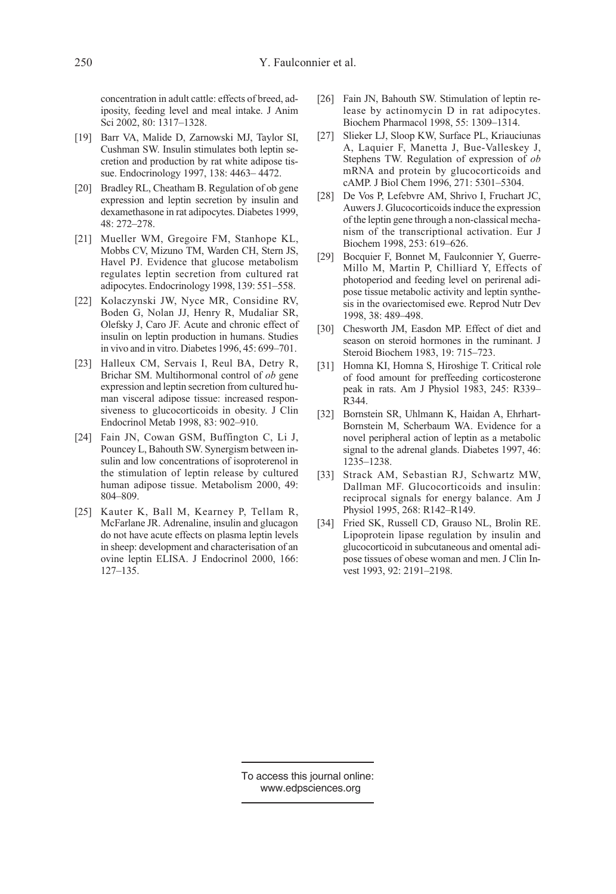concentration in adult cattle: effects of breed, adiposity, feeding level and meal intake. J Anim Sci 2002, 80: 1317–1328.

[19] Barr VA, Malide D, Zarnowski MJ, Taylor SI, Cushman SW. Insulin stimulates both leptin secretion and production by rat white adipose tissue. Endocrinology 1997, 138: 4463– 4472.

[20] Bradley RL, Cheatham B. Regulation of ob gene expression and leptin secretion by insulin and dexamethasone in rat adipocytes. Diabetes 1999, 48: 272–278.

[21] Mueller WM, Gregoire FM, Stanhope KL, Mobbs CV, Mizuno TM, Warden CH, Stern JS, Havel PJ. Evidence that glucose metabolism regulates leptin secretion from cultured rat adipocytes. Endocrinology 1998, 139: 551–558.

[22] Kolaczynski JW, Nyce MR, Considine RV, Boden G, Nolan JJ, Henry R, Mudaliar SR, Olefsky J, Caro JF. Acute and chronic effect of insulin on leptin production in humans. Studies in vivo and in vitro. Diabetes 1996, 45: 699–701.

[23] Halleux CM, Servais I, Reul BA, Detry R, Brichar SM. Multihormonal control of *ob* gene expression and leptin secretion from cultured human visceral adipose tissue: increased responsiveness to glucocorticoids in obesity. J Clin Endocrinol Metab 1998, 83: 902–910.

[24] Fain JN, Cowan GSM, Buffington C, Li J, Pouncey L, Bahouth SW. Synergism between insulin and low concentrations of isoproterenol in the stimulation of leptin release by cultured human adipose tissue. Metabolism 2000, 49: 804–809.

[25] Kauter K, Ball M, Kearney P, Tellam R, McFarlane JR. Adrenaline, insulin and glucagon do not have acute effects on plasma leptin levels in sheep: development and characterisation of an ovine leptin ELISA. J Endocrinol 2000, 166: 127–135.

[26] Fain JN, Bahouth SW. Stimulation of leptin release by actinomycin D in rat adipocytes. Biochem Pharmacol 1998, 55: 1309–1314.

[27] Slieker LJ, Sloop KW, Surface PL, Kriauciunas A, Laquier F, Manetta J, Bue-Valleskey J, Stephens TW. Regulation of expression of *ob* mRNA and protein by glucocorticoids and cAMP. J Biol Chem 1996, 271: 5301–5304.

[28] De Vos P, Lefebvre AM, Shrivo I, Fruchart JC, Auwers J. Glucocorticoids induce the expression of the leptin gene through a non-classical mechanism of the transcriptional activation. Eur J Biochem 1998, 253: 619–626.

[29] Bocquier F, Bonnet M, Faulconnier Y, Guerre-Millo M, Martin P, Chilliard Y, Effects of photoperiod and feeding level on perirenal adipose tissue metabolic activity and leptin synthesis in the ovariectomised ewe. Reprod Nutr Dev 1998, 38: 489–498.

[30] Chesworth JM, Easdon MP. Effect of diet and season on steroid hormones in the ruminant. J Steroid Biochem 1983, 19: 715–723.

[31] Homna KI, Homna S, Hiroshige T. Critical role of food amount for preffeeding corticosterone peak in rats. Am J Physiol 1983, 245: R339–R344.

[32] Bornstein SR, Uhlmann K, Haidan A, Ehrhart-Bornstein M, Scherbaum WA. Evidence for a novel peripheral action of leptin as a metabolic signal to the adrenal glands. Diabetes 1997, 46: 1235–1238.

[33] Strack AM, Sebastian RJ, Schwartz MW, Dallman MF. Glucocorticoids and insulin: reciprocal signals for energy balance. Am J Physiol 1995, 268: R142–R149.

[34] Fried SK, Russell CD, Grauso NL, Brolin RE. Lipoprotein lipase regulation by insulin and glucocorticoid in subcutaneous and omental adipose tissues of obese woman and men. J Clin Invest 1993, 92: 2191–2198.

To access this journal online: www.edpsciences.org